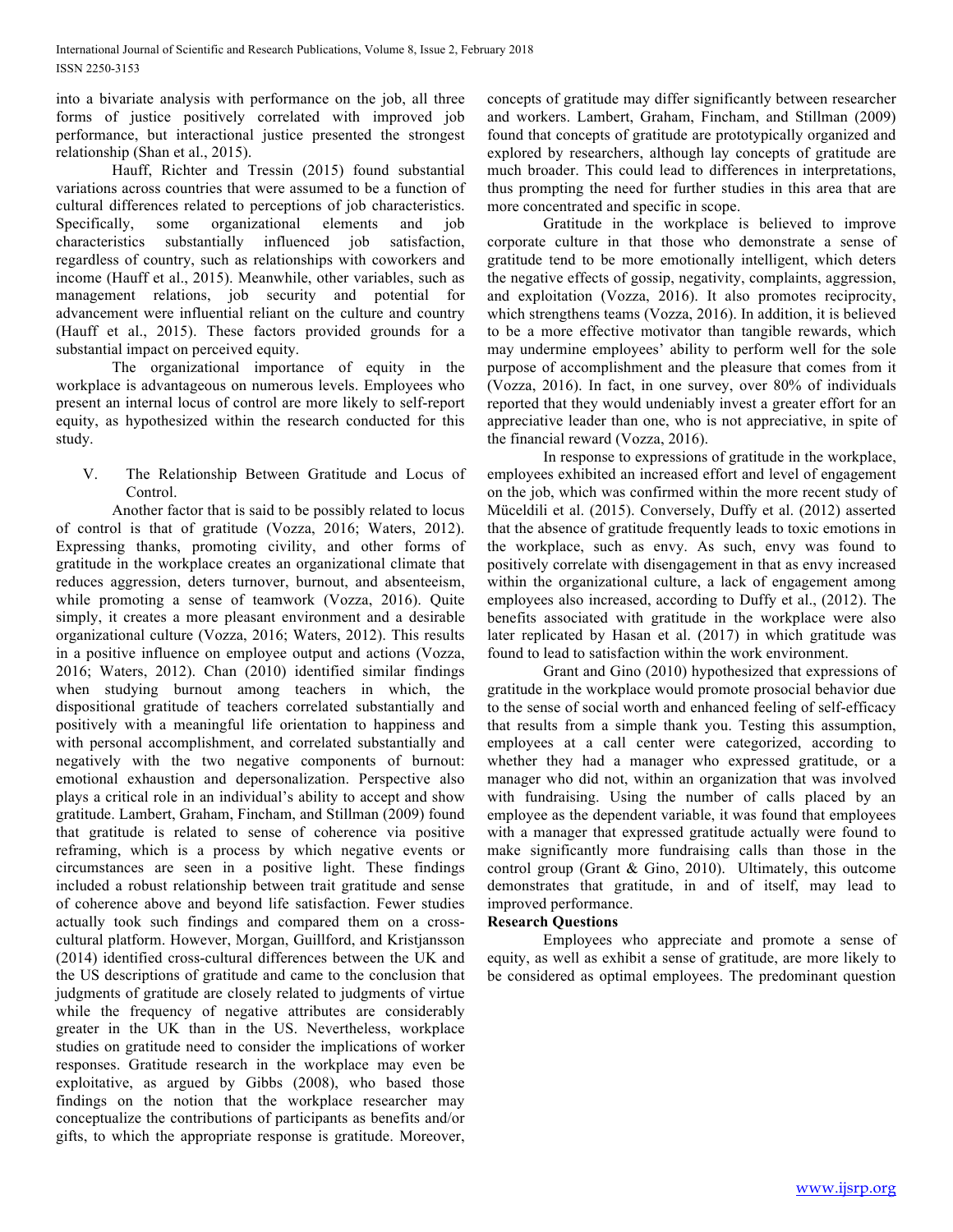into a bivariate analysis with performance on the job, all three forms of justice positively correlated with improved job performance, but interactional justice presented the strongest relationship (Shan et al., 2015).

Hauff, Richter and Tressin (2015) found substantial variations across countries that were assumed to be a function of cultural differences related to perceptions of job characteristics. Specifically, some organizational elements and job characteristics substantially influenced job satisfaction, regardless of country, such as relationships with coworkers and income (Hauff et al., 2015). Meanwhile, other variables, such as management relations, job security and potential for advancement were influential reliant on the culture and country (Hauff et al., 2015). These factors provided grounds for a substantial impact on perceived equity.

The organizational importance of equity in the workplace is advantageous on numerous levels. Employees who present an internal locus of control are more likely to self-report equity, as hypothesized within the research conducted for this study.

## V. The Relationship Between Gratitude and Locus of Control.

Another factor that is said to be possibly related to locus of control is that of gratitude (Vozza, 2016; Waters, 2012). Expressing thanks, promoting civility, and other forms of gratitude in the workplace creates an organizational climate that reduces aggression, deters turnover, burnout, and absenteeism, while promoting a sense of teamwork (Vozza, 2016). Quite simply, it creates a more pleasant environment and a desirable organizational culture (Vozza, 2016; Waters, 2012). This results in a positive influence on employee output and actions (Vozza, 2016; Waters, 2012). Chan (2010) identified similar findings when studying burnout among teachers in which, the dispositional gratitude of teachers correlated substantially and positively with a meaningful life orientation to happiness and with personal accomplishment, and correlated substantially and negatively with the two negative components of burnout: emotional exhaustion and depersonalization. Perspective also plays a critical role in an individual's ability to accept and show gratitude. Lambert, Graham, Fincham, and Stillman (2009) found that gratitude is related to sense of coherence via positive reframing, which is a process by which negative events or circumstances are seen in a positive light. These findings included a robust relationship between trait gratitude and sense of coherence above and beyond life satisfaction. Fewer studies actually took such findings and compared them on a cross-cultural platform. However, Morgan, Guillford, and Kristjansson (2014) identified cross-cultural differences between the UK and the US descriptions of gratitude and came to the conclusion that judgments of gratitude are closely related to judgments of virtue while the frequency of negative attributes are considerably greater in the UK than in the US. Nevertheless, workplace studies on gratitude need to consider the implications of worker responses. Gratitude research in the workplace may even be exploitative, as argued by Gibbs (2008), who based those findings on the notion that the workplace researcher may conceptualize the contributions of participants as benefits and/or gifts, to which the appropriate response is gratitude. Moreover, concepts of gratitude may differ significantly between researcher and workers. Lambert, Graham, Fincham, and Stillman (2009) found that concepts of gratitude are prototypically organized and explored by researchers, although lay concepts of gratitude are much broader. This could lead to differences in interpretations, thus prompting the need for further studies in this area that are more concentrated and specific in scope.

Gratitude in the workplace is believed to improve corporate culture in that those who demonstrate a sense of gratitude tend to be more emotionally intelligent, which deters the negative effects of gossip, negativity, complaints, aggression, and exploitation (Vozza, 2016). It also promotes reciprocity, which strengthens teams (Vozza, 2016). In addition, it is believed to be a more effective motivator than tangible rewards, which may undermine employees' ability to perform well for the sole purpose of accomplishment and the pleasure that comes from it (Vozza, 2016). In fact, in one survey, over 80% of individuals reported that they would undeniably invest a greater effort for an appreciative leader than one, who is not appreciative, in spite of the financial reward (Vozza, 2016).

In response to expressions of gratitude in the workplace, employees exhibited an increased effort and level of engagement on the job, which was confirmed within the more recent study of Müceldili et al. (2015). Conversely, Duffy et al. (2012) asserted that the absence of gratitude frequently leads to toxic emotions in the workplace, such as envy. As such, envy was found to positively correlate with disengagement in that as envy increased within the organizational culture, a lack of engagement among employees also increased, according to Duffy et al., (2012). The benefits associated with gratitude in the workplace were also later replicated by Hasan et al. (2017) in which gratitude was found to lead to satisfaction within the work environment.

Grant and Gino (2010) hypothesized that expressions of gratitude in the workplace would promote prosocial behavior due to the sense of social worth and enhanced feeling of self-efficacy that results from a simple thank you. Testing this assumption, employees at a call center were categorized, according to whether they had a manager who expressed gratitude, or a manager who did not, within an organization that was involved with fundraising. Using the number of calls placed by an employee as the dependent variable, it was found that employees with a manager that expressed gratitude actually were found to make significantly more fundraising calls than those in the control group (Grant & Gino, 2010). Ultimately, this outcome demonstrates that gratitude, in and of itself, may lead to improved performance.

**Research Questions**

Employees who appreciate and promote a sense of equity, as well as exhibit a sense of gratitude, are more likely to be considered as optimal employees. The predominant question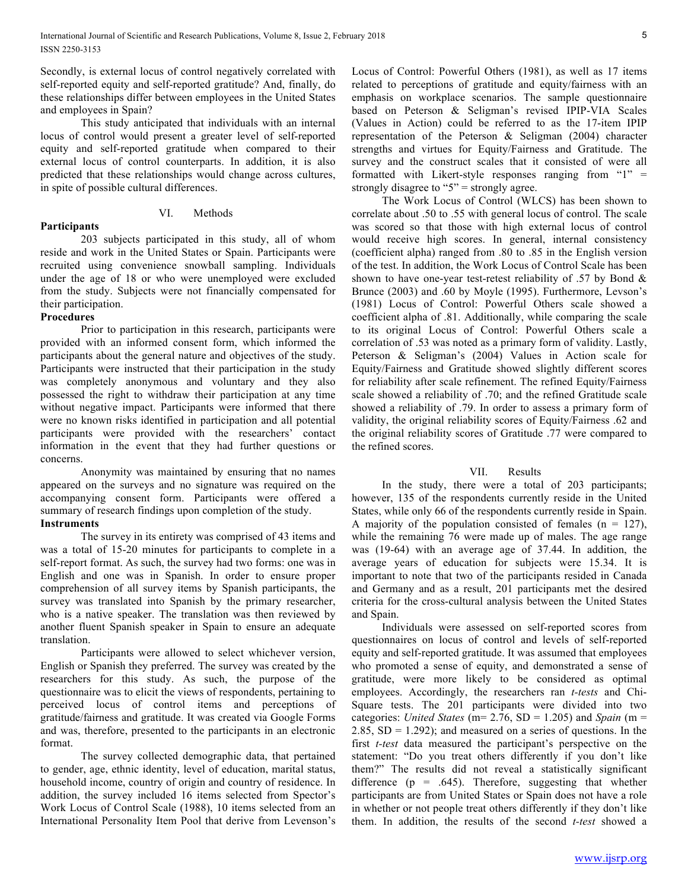Secondly, is external locus of control negatively correlated with self-reported equity and self-reported gratitude? And, finally, do these relationships differ between employees in the United States and employees in Spain?

This study anticipated that individuals with an internal locus of control would present a greater level of self-reported equity and self-reported gratitude when compared to their external locus of control counterparts. In addition, it is also predicted that these relationships would change across cultures, in spite of possible cultural differences.

## VI. Methods

### Participants

203 subjects participated in this study, all of whom reside and work in the United States or Spain. Participants were recruited using convenience snowball sampling. Individuals under the age of 18 or who were unemployed were excluded from the study. Subjects were not financially compensated for their participation.

### Procedures

Prior to participation in this research, participants were provided with an informed consent form, which informed the participants about the general nature and objectives of the study. Participants were instructed that their participation in the study was completely anonymous and voluntary and they also possessed the right to withdraw their participation at any time without negative impact. Participants were informed that there were no known risks identified in participation and all potential participants were provided with the researchers' contact information in the event that they had further questions or concerns.

Anonymity was maintained by ensuring that no names appeared on the surveys and no signature was required on the accompanying consent form. Participants were offered a summary of research findings upon completion of the study.

### Instruments

The survey in its entirety was comprised of 43 items and was a total of 15-20 minutes for participants to complete in a self-report format. As such, the survey had two forms: one was in English and one was in Spanish. In order to ensure proper comprehension of all survey items by Spanish participants, the survey was translated into Spanish by the primary researcher, who is a native speaker. The translation was then reviewed by another fluent Spanish speaker in Spain to ensure an adequate translation.

Participants were allowed to select whichever version, English or Spanish they preferred. The survey was created by the researchers for this study. As such, the purpose of the questionnaire was to elicit the views of respondents, pertaining to perceived locus of control items and perceptions of gratitude/fairness and gratitude. It was created via Google Forms and was, therefore, presented to the participants in an electronic format.

The survey collected demographic data, that pertained to gender, age, ethnic identity, level of education, marital status, household income, country of origin and country of residence. In addition, the survey included 16 items selected from Spector's Work Locus of Control Scale (1988), 10 items selected from an International Personality Item Pool that derive from Levenson's Locus of Control: Powerful Others (1981), as well as 17 items related to perceptions of gratitude and equity/fairness with an emphasis on workplace scenarios. The sample questionnaire based on Peterson & Seligman's revised IPIP-VIA Scales (Values in Action) could be referred to as the 17-item IPIP representation of the Peterson & Seligman (2004) character strengths and virtues for Equity/Fairness and Gratitude. The survey and the construct scales that it consisted of were all formatted with Likert-style responses ranging from "1" = strongly disagree to "5" = strongly agree.

The Work Locus of Control (WLCS) has been shown to correlate about .50 to .55 with general locus of control. The scale was scored so that those with high external locus of control would receive high scores. In general, internal consistency (coefficient alpha) ranged from .80 to .85 in the English version of the test. In addition, the Work Locus of Control Scale has been shown to have one-year test-retest reliability of .57 by Bond & Brunce (2003) and .60 by Moyle (1995). Furthermore, Levson's (1981) Locus of Control: Powerful Others scale showed a coefficient alpha of .81. Additionally, while comparing the scale to its original Locus of Control: Powerful Others scale a correlation of .53 was noted as a primary form of validity. Lastly, Peterson & Seligman's (2004) Values in Action scale for Equity/Fairness and Gratitude showed slightly different scores for reliability after scale refinement. The refined Equity/Fairness scale showed a reliability of .70; and the refined Gratitude scale showed a reliability of .79. In order to assess a primary form of validity, the original reliability scores of Equity/Fairness .62 and the original reliability scores of Gratitude .77 were compared to the refined scores.

## VII. Results

In the study, there were a total of 203 participants; however, 135 of the respondents currently reside in the United States, while only 66 of the respondents currently reside in Spain. A majority of the population consisted of females ($n = 127$), while the remaining 76 were made up of males. The age range was (19-64) with an average age of 37.44. In addition, the average years of education for subjects were 15.34. It is important to note that two of the participants resided in Canada and Germany and as a result, 201 participants met the desired criteria for the cross-cultural analysis between the United States and Spain.

Individuals were assessed on self-reported scores from questionnaires on locus of control and levels of self-reported equity and self-reported gratitude. It was assumed that employees who promoted a sense of equity, and demonstrated a sense of gratitude, were more likely to be considered as optimal employees. Accordingly, the researchers ran *t-tests* and Chi-Square tests. The 201 participants were divided into two categories: *United States* ($m = 2.76$, $SD = 1.205$) and *Spain* ($m = 2.85$, $SD = 1.292$); and measured on a series of questions. In the first *t-test* data measured the participant's perspective on the statement: "Do you treat others differently if you don't like them?" The results did not reveal a statistically significant difference ($p = .645$). Therefore, suggesting that whether participants are from United States or Spain does not have a role in whether or not people treat others differently if they don't like them. In addition, the results of the second *t-test* showed a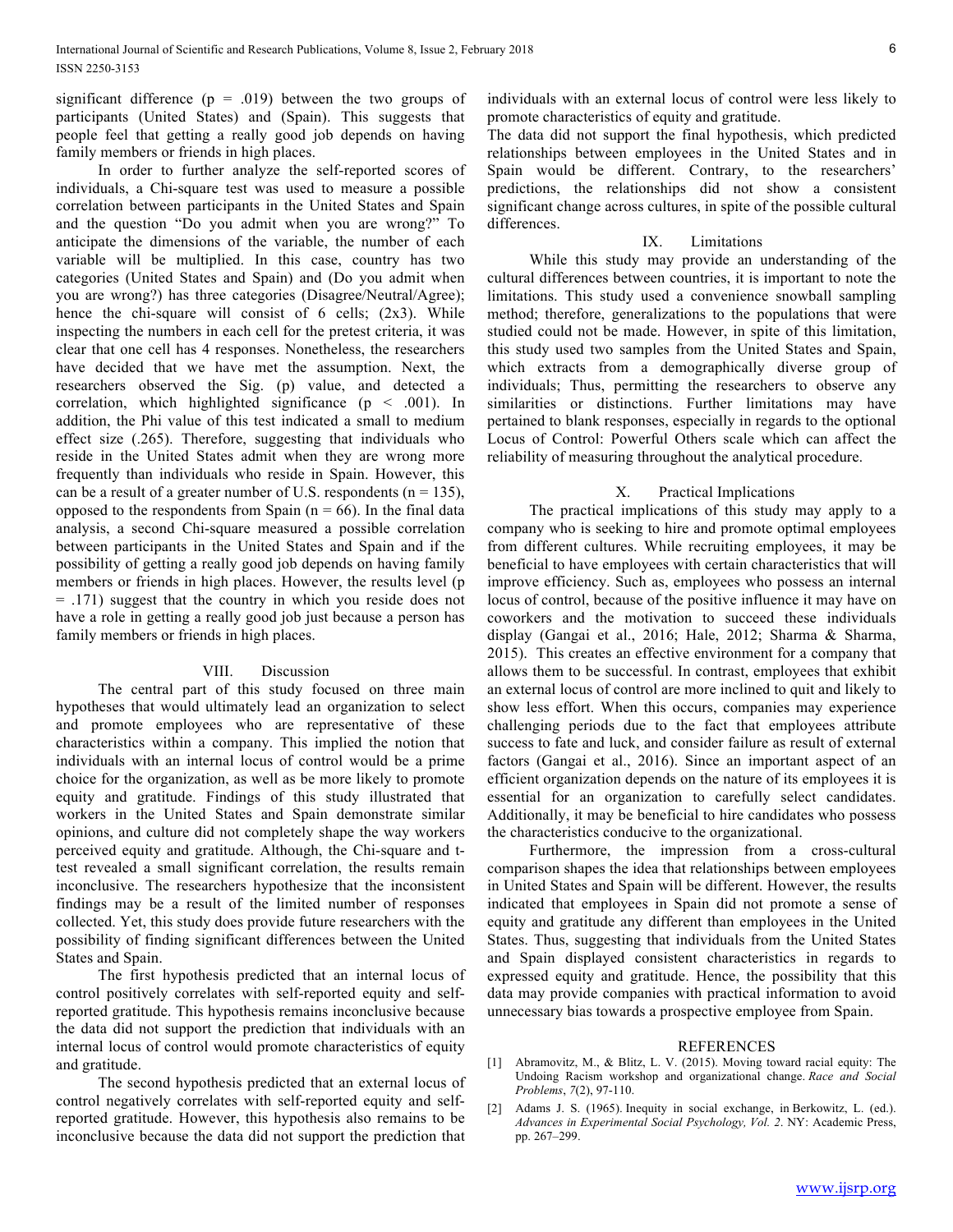significant difference ($p = .019$) between the two groups of participants (United States) and (Spain). This suggests that people feel that getting a really good job depends on having family members or friends in high places.

In order to further analyze the self-reported scores of individuals, a Chi-square test was used to measure a possible correlation between participants in the United States and Spain and the question "Do you admit when you are wrong?" To anticipate the dimensions of the variable, the number of each variable will be multiplied. In this case, country has two categories (United States and Spain) and (Do you admit when you are wrong?) has three categories (Disagree/Neutral/Agree); hence the chi-square will consist of 6 cells; (2x3). While inspecting the numbers in each cell for the pretest criteria, it was clear that one cell has 4 responses. Nonetheless, the researchers have decided that we have met the assumption. Next, the researchers observed the Sig. (p) value, and detected a correlation, which highlighted significance ($p < .001$). In addition, the Phi value of this test indicated a small to medium effect size (.265). Therefore, suggesting that individuals who reside in the United States admit when they are wrong more frequently than individuals who reside in Spain. However, this can be a result of a greater number of U.S. respondents ($n = 135$), opposed to the respondents from Spain ($n = 66$). In the final data analysis, a second Chi-square measured a possible correlation between participants in the United States and Spain and if the possibility of getting a really good job depends on having family members or friends in high places. However, the results level ($p = .171$) suggest that the country in which you reside does not have a role in getting a really good job just because a person has family members or friends in high places.

## VIII. Discussion

The central part of this study focused on three main hypotheses that would ultimately lead an organization to select and promote employees who are representative of these characteristics within a company. This implied the notion that individuals with an internal locus of control would be a prime choice for the organization, as well as be more likely to promote equity and gratitude. Findings of this study illustrated that workers in the United States and Spain demonstrate similar opinions, and culture did not completely shape the way workers perceived equity and gratitude. Although, the Chi-square and t-test revealed a small significant correlation, the results remain inconclusive. The researchers hypothesize that the inconsistent findings may be a result of the limited number of responses collected. Yet, this study does provide future researchers with the possibility of finding significant differences between the United States and Spain.

The first hypothesis predicted that an internal locus of control positively correlates with self-reported equity and self-reported gratitude. This hypothesis remains inconclusive because the data did not support the prediction that individuals with an internal locus of control would promote characteristics of equity and gratitude.

The second hypothesis predicted that an external locus of control negatively correlates with self-reported equity and self-reported gratitude. However, this hypothesis also remains to be inconclusive because the data did not support the prediction that individuals with an external locus of control were less likely to promote characteristics of equity and gratitude.

The data did not support the final hypothesis, which predicted relationships between employees in the United States and in Spain would be different. Contrary, to the researchers' predictions, the relationships did not show a consistent significant change across cultures, in spite of the possible cultural differences.

## IX. Limitations

While this study may provide an understanding of the cultural differences between countries, it is important to note the limitations. This study used a convenience snowball sampling method; therefore, generalizations to the populations that were studied could not be made. However, in spite of this limitation, this study used two samples from the United States and Spain, which extracts from a demographically diverse group of individuals; Thus, permitting the researchers to observe any similarities or distinctions. Further limitations may have pertained to blank responses, especially in regards to the optional Locus of Control: Powerful Others scale which can affect the reliability of measuring throughout the analytical procedure.

## X. Practical Implications

The practical implications of this study may apply to a company who is seeking to hire and promote optimal employees from different cultures. While recruiting employees, it may be beneficial to have employees with certain characteristics that will improve efficiency. Such as, employees who possess an internal locus of control, because of the positive influence it may have on coworkers and the motivation to succeed these individuals display (Gangai et al., 2016; Hale, 2012; Sharma & Sharma, 2015). This creates an effective environment for a company that allows them to be successful. In contrast, employees that exhibit an external locus of control are more inclined to quit and likely to show less effort. When this occurs, companies may experience challenging periods due to the fact that employees attribute success to fate and luck, and consider failure as result of external factors (Gangai et al., 2016). Since an important aspect of an efficient organization depends on the nature of its employees it is essential for an organization to carefully select candidates. Additionally, it may be beneficial to hire candidates who possess the characteristics conducive to the organizational.

Furthermore, the impression from a cross-cultural comparison shapes the idea that relationships between employees in United States and Spain will be different. However, the results indicated that employees in Spain did not promote a sense of equity and gratitude any different than employees in the United States. Thus, suggesting that individuals from the United States and Spain displayed consistent characteristics in regards to expressed equity and gratitude. Hence, the possibility that this data may provide companies with practical information to avoid unnecessary bias towards a prospective employee from Spain.

## REFERENCES

[1] Abramovitz, M., & Blitz, L. V. (2015). Moving toward racial equity: The Undoing Racism workshop and organizational change. *Race and Social Problems*, *7*(2), 97-110.

[2] Adams J. S. (1965). Inequity in social exchange, in Berkowitz, L. (ed.). *Advances in Experimental Social Psychology, Vol. 2*. NY: Academic Press, pp. 267–299.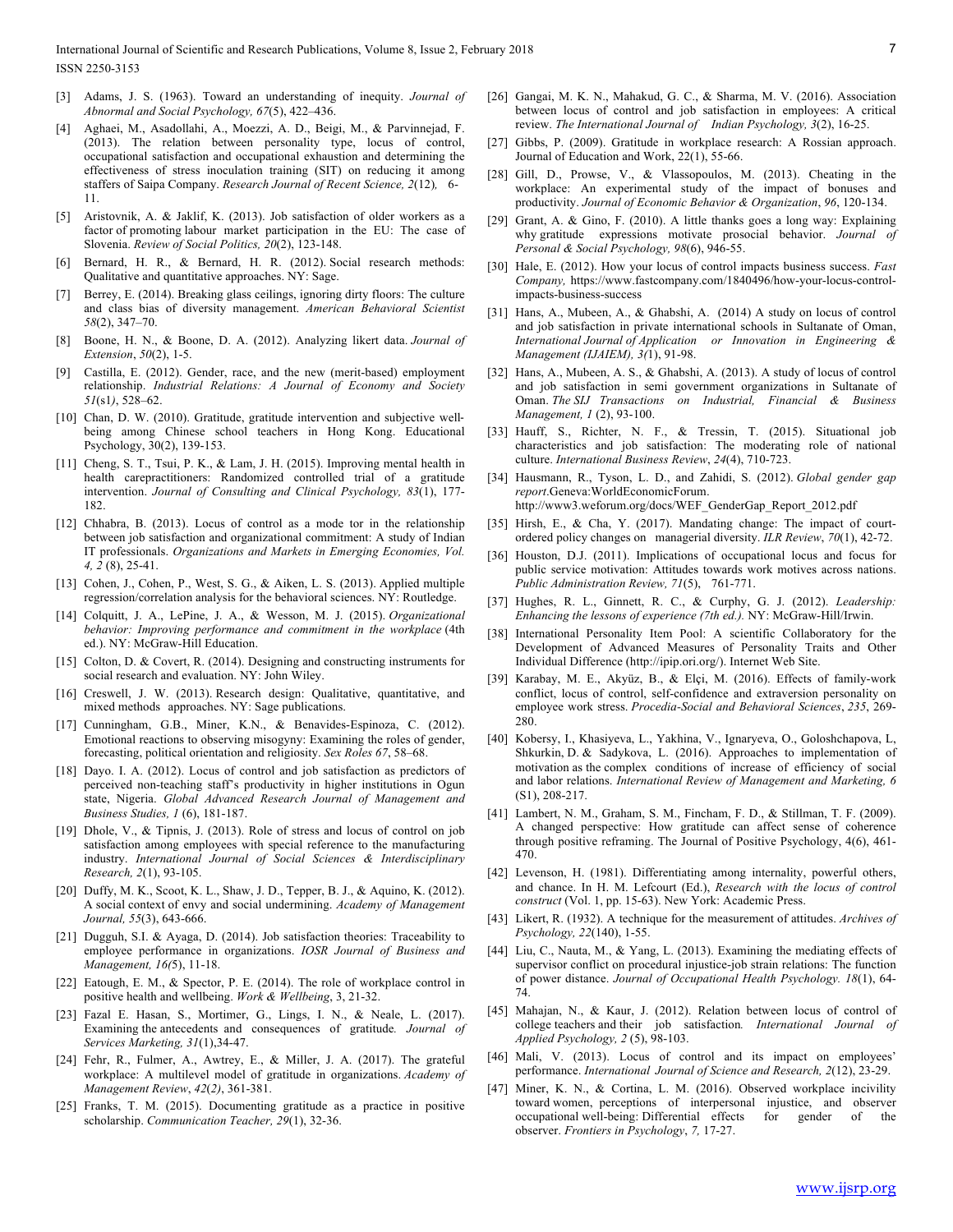[3] Adams, J. S. (1963). Toward an understanding of inequity. *Journal of Abnormal and Social Psychology, 67*(5), 422–436.

[4] Aghaei, M., Asadollahi, A., Moezzi, A. D., Beigi, M., & Parvinnejad, F. (2013). The relation between personality type, locus of control, occupational satisfaction and occupational exhaustion and determining the effectiveness of stress inoculation training (SIT) on reducing it among staffers of Saipa Company. *Research Journal of Recent Science, 2*(12), 6-11.

[5] Aristovnik, A. & Jaklif, K. (2013). Job satisfaction of older workers as a factor of promoting labour market participation in the EU: The case of Slovenia. *Review of Social Politics, 20*(2), 123-148.

[6] Bernard, H. R., & Bernard, H. R. (2012). Social research methods: Qualitative and quantitative approaches. NY: Sage.

[7] Berrey, E. (2014). Breaking glass ceilings, ignoring dirty floors: The culture and class bias of diversity management. *American Behavioral Scientist 58*(2), 347–70.

[8] Boone, H. N., & Boone, D. A. (2012). Analyzing likert data. *Journal of Extension*, *50*(2), 1-5.

[9] Castilla, E. (2012). Gender, race, and the new (merit-based) employment relationship. *Industrial Relations: A Journal of Economy and Society 51*(s1), 528–62.

[10] Chan, D. W. (2010). Gratitude, gratitude intervention and subjective well-being among Chinese school teachers in Hong Kong. Educational Psychology, 30(2), 139-153.

[11] Cheng, S. T., Tsui, P. K., & Lam, J. H. (2015). Improving mental health in health carepractitioners: Randomized controlled trial of a gratitude intervention. *Journal of Consulting and Clinical Psychology, 83*(1), 177-182.

[12] Chhabra, B. (2013). Locus of control as a mode tor in the relationship between job satisfaction and organizational commitment: A study of Indian IT professionals. *Organizations and Markets in Emerging Economies, Vol. 4, 2* (8), 25-41.

[13] Cohen, J., Cohen, P., West, S. G., & Aiken, L. S. (2013). Applied multiple regression/correlation analysis for the behavioral sciences. NY: Routledge.

[14] Colquitt, J. A., LePine, J. A., & Wesson, M. J. (2015). *Organizational behavior: Improving performance and commitment in the workplace* (4th ed.). NY: McGraw-Hill Education.

[15] Colton, D. & Covert, R. (2014). Designing and constructing instruments for social research and evaluation. NY: John Wiley.

[16] Creswell, J. W. (2013). Research design: Qualitative, quantitative, and mixed methods approaches. NY: Sage publications.

[17] Cunningham, G.B., Miner, K.N., & Benavides-Espinoza, C. (2012). Emotional reactions to observing misogyny: Examining the roles of gender, forecasting, political orientation and religiosity. *Sex Roles 67*, 58–68.

[18] Dayo. I. A. (2012). Locus of control and job satisfaction as predictors of perceived non-teaching staff's productivity in higher institutions in Ogun state, Nigeria. *Global Advanced Research Journal of Management and Business Studies, 1* (6), 181-187.

[19] Dhole, V., & Tipnis, J. (2013). Role of stress and locus of control on job satisfaction among employees with special reference to the manufacturing industry. *International Journal of Social Sciences & Interdisciplinary Research, 2*(1), 93-105.

[20] Duffy, M. K., Scoot, K. L., Shaw, J. D., Tepper, B. J., & Aquino, K. (2012). A social context of envy and social undermining. *Academy of Management Journal, 55*(3), 643-666.

[21] Dugguh, S.I. & Ayaga, D. (2014). Job satisfaction theories: Traceability to employee performance in organizations. *IOSR Journal of Business and Management, 16(*5), 11-18.

[22] Eatough, E. M., & Spector, P. E. (2014). The role of workplace control in positive health and wellbeing. *Work & Wellbeing*, 3, 21-32.

[23] Fazal E. Hasan, S., Mortimer, G., Lings, I. N., & Neale, L. (2017). Examining the antecedents and consequences of gratitude*. Journal of Services Marketing, 31*(1),34-47.

[24] Fehr, R., Fulmer, A., Awtrey, E., & Miller, J. A. (2017). The grateful workplace: A multilevel model of gratitude in organizations. *Academy of Management Review*, *42*(*2)*, 361-381.

[25] Franks, T. M. (2015). Documenting gratitude as a practice in positive scholarship. *Communication Teacher, 29*(1), 32-36.

[26] Gangai, M. K. N., Mahakud, G. C., & Sharma, M. V. (2016). Association between locus of control and job satisfaction in employees: A critical review. *The International Journal of Indian Psychology, 3*(2), 16-25.

[27] Gibbs, P. (2009). Gratitude in workplace research: A Rossian approach. Journal of Education and Work, 22(1), 55-66.

[28] Gill, D., Prowse, V., & Vlassopoulos, M. (2013). Cheating in the workplace: An experimental study of the impact of bonuses and productivity. *Journal of Economic Behavior & Organization*, *96*, 120-134.

[29] Grant, A. & Gino, F. (2010). A little thanks goes a long way: Explaining why gratitude expressions motivate prosocial behavior. *Journal of Personal & Social Psychology, 98*(6), 946-55.

[30] Hale, E. (2012). How your locus of control impacts business success. *Fast Company,* https://www.fastcompany.com/1840496/how-your-locus-control-impacts-business-success

[31] Hans, A., Mubeen, A., & Ghabshi, A. (2014) A study on locus of control and job satisfaction in private international schools in Sultanate of Oman, *International Journal of Application or Innovation in Engineering & Management (IJAIEM), 3(*1), 91-98.

[32] Hans, A., Mubeen, A. S., & Ghabshi, A. (2013). A study of locus of control and job satisfaction in semi government organizations in Sultanate of Oman. *The SIJ Transactions on Industrial, Financial & Business Management, 1* (2), 93-100.

[33] Hauff, S., Richter, N. F., & Tressin, T. (2015). Situational job characteristics and job satisfaction: The moderating role of national culture. *International Business Review*, *24*(4), 710-723.

[34] Hausmann, R., Tyson, L. D., and Zahidi, S. (2012). *Global gender gap report*.Geneva:WorldEconomicForum. http://www3.weforum.org/docs/WEF_GenderGap_Report_2012.pdf

[35] Hirsh, E., & Cha, Y. (2017). Mandating change: The impact of court-ordered policy changes on managerial diversity. *ILR Review*, *70*(1), 42-72.

[36] Houston, D.J. (2011). Implications of occupational locus and focus for public service motivation: Attitudes towards work motives across nations. *Public Administration Review, 71*(5), 761-771.

[37] Hughes, R. L., Ginnett, R. C., & Curphy, G. J. (2012). *Leadership: Enhancing the lessons of experience (7th ed.).* NY: McGraw-Hill/Irwin.

[38] International Personality Item Pool: A scientific Collaboratory for the Development of Advanced Measures of Personality Traits and Other Individual Difference (http://ipip.ori.org/). Internet Web Site.

[39] Karabay, M. E., Akyüz, B., & Elçi, M. (2016). Effects of family-work conflict, locus of control, self-confidence and extraversion personality on employee work stress. *Procedia-Social and Behavioral Sciences*, *235*, 269-280.

[40] Kobersy, I., Khasiyeva, L., Yakhina, V., Ignaryeva, O., Goloshchapova, L, Shkurkin, D. & Sadykova, L. (2016). Approaches to implementation of motivation as the complex conditions of increase of efficiency of social and labor relations. *International Review of Management and Marketing, 6* (S1), 208-217.

[41] Lambert, N. M., Graham, S. M., Fincham, F. D., & Stillman, T. F. (2009). A changed perspective: How gratitude can affect sense of coherence through positive reframing. The Journal of Positive Psychology, 4(6), 461-470.

[42] Levenson, H. (1981). Differentiating among internality, powerful others, and chance. In H. M. Lefcourt (Ed.), *Research with the locus of control construct* (Vol. 1, pp. 15-63). New York: Academic Press.

[43] Likert, R. (1932). A technique for the measurement of attitudes. *Archives of Psychology, 22*(140), 1-55.

[44] Liu, C., Nauta, M., & Yang, L. (2013). Examining the mediating effects of supervisor conflict on procedural injustice-job strain relations: The function of power distance. *Journal of Occupational Health Psychology. 18*(1), 64-74.

[45] Mahajan, N., & Kaur, J. (2012). Relation between locus of control of college teachers and their job satisfaction*. International Journal of Applied Psychology, 2* (5), 98-103.

[46] Mali, V. (2013). Locus of control and its impact on employees' performance. *International Journal of Science and Research, 2*(12), 23-29.

[47] Miner, K. N., & Cortina, L. M. (2016). Observed workplace incivility toward women, perceptions of interpersonal injustice, and observer occupational well-being: Differential effects for gender of the observer. *Frontiers in Psychology*, *7,* 17-27.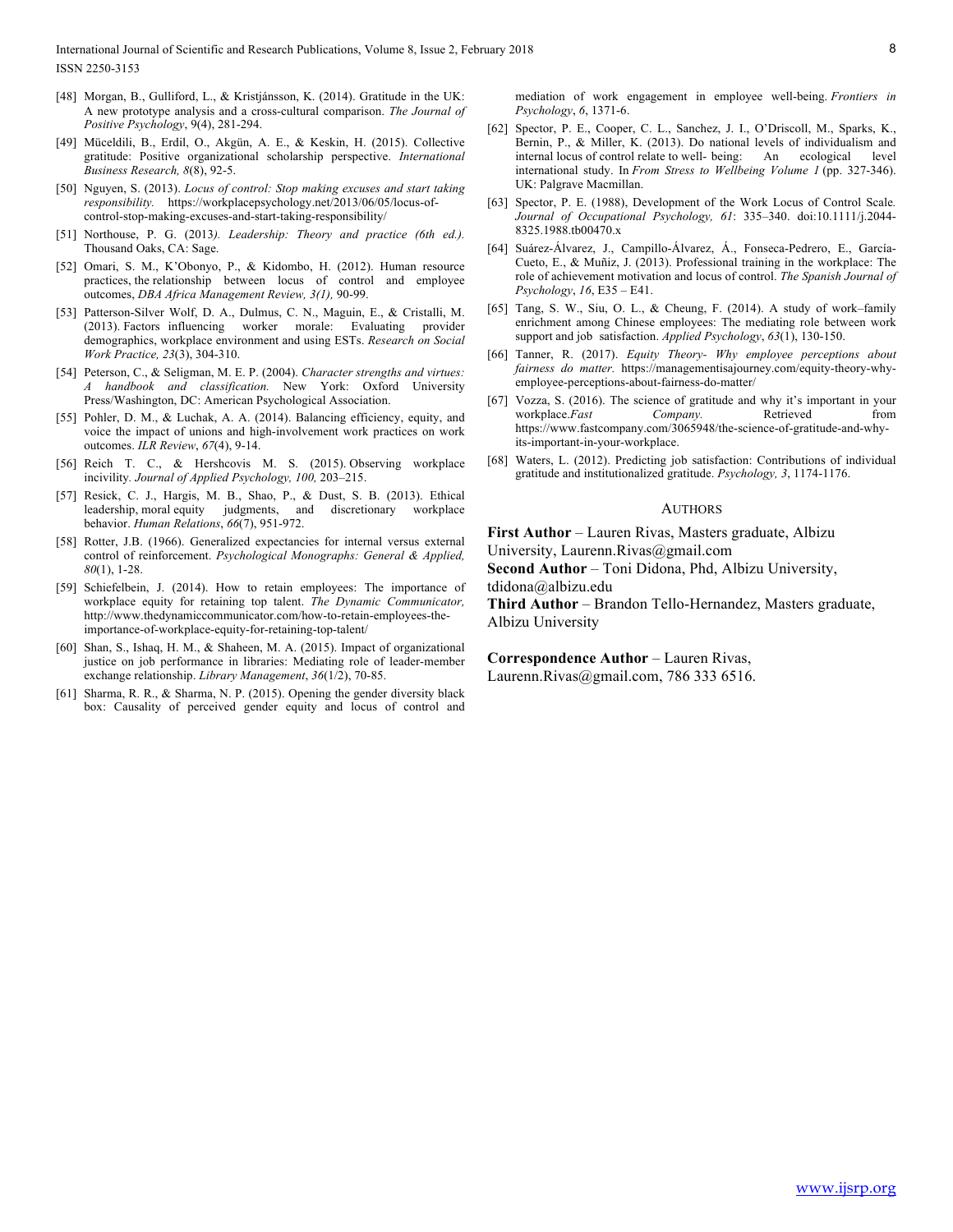[48] Morgan, B., Gulliford, L., & Kristjánsson, K. (2014). Gratitude in the UK: A new prototype analysis and a cross-cultural comparison. *The Journal of Positive Psychology*, 9(4), 281-294.

[49] Müceldili, B., Erdil, O., Akgün, A. E., & Keskin, H. (2015). Collective gratitude: Positive organizational scholarship perspective. *International Business Research, 8*(8), 92-5.

[50] Nguyen, S. (2013). *Locus of control: Stop making excuses and start taking responsibility.* https://workplacepsychology.net/2013/06/05/locus-of-control-stop-making-excuses-and-start-taking-responsibility/

[51] Northouse, P. G. (2013*). Leadership: Theory and practice (6th ed.).* Thousand Oaks, CA: Sage.

[52] Omari, S. M., K'Obonyo, P., & Kidombo, H. (2012). Human resource practices, the relationship between locus of control and employee outcomes, *DBA Africa Management Review, 3(1),* 90-99.

[53] Patterson-Silver Wolf, D. A., Dulmus, C. N., Maguin, E., & Cristalli, M. (2013). Factors influencing worker morale: Evaluating provider demographics, workplace environment and using ESTs. *Research on Social Work Practice, 23*(3), 304-310.

[54] Peterson, C., & Seligman, M. E. P. (2004). *Character strengths and virtues: A handbook and classification.* New York: Oxford University Press/Washington, DC: American Psychological Association.

[55] Pohler, D. M., & Luchak, A. A. (2014). Balancing efficiency, equity, and voice the impact of unions and high-involvement work practices on work outcomes. *ILR Review*, *67*(4), 9-14.

[56] Reich T. C., & Hershcovis M. S. (2015). Observing workplace incivility. *Journal of Applied Psychology, 100,* 203–215.

[57] Resick, C. J., Hargis, M. B., Shao, P., & Dust, S. B. (2013). Ethical leadership, moral equity judgments, and discretionary workplace behavior. *Human Relations*, *66*(7), 951-972.

[58] Rotter, J.B. (1966). Generalized expectancies for internal versus external control of reinforcement. *Psychological Monographs: General & Applied, 80*(1), 1-28.

[59] Schiefelbein, J. (2014). How to retain employees: The importance of workplace equity for retaining top talent. *The Dynamic Communicator,* http://www.thedynamiccommunicator.com/how-to-retain-employees-the-importance-of-workplace-equity-for-retaining-top-talent/

[60] Shan, S., Ishaq, H. M., & Shaheen, M. A. (2015). Impact of organizational justice on job performance in libraries: Mediating role of leader-member exchange relationship. *Library Management*, *36*(1/2), 70-85.

[61] Sharma, R. R., & Sharma, N. P. (2015). Opening the gender diversity black box: Causality of perceived gender equity and locus of control and mediation of work engagement in employee well-being. *Frontiers in Psychology*, *6*, 1371-6.

[62] Spector, P. E., Cooper, C. L., Sanchez, J. I., O'Driscoll, M., Sparks, K., Bernin, P., & Miller, K. (2013). Do national levels of individualism and internal locus of control relate to well- being: An ecological level international study. In *From Stress to Wellbeing Volume 1* (pp. 327-346). UK: Palgrave Macmillan.

[63] Spector, P. E. (1988), Development of the Work Locus of Control Scale*. Journal of Occupational Psychology, 61*: 335–340. doi:10.1111/j.2044-8325.1988.tb00470.x

[64] Suárez-Álvarez, J., Campillo-Álvarez, Á., Fonseca-Pedrero, E., García-Cueto, E., & Muñiz, J. (2013). Professional training in the workplace: The role of achievement motivation and locus of control. *The Spanish Journal of Psychology*, *16*, E35 – E41.

[65] Tang, S. W., Siu, O. L., & Cheung, F. (2014). A study of work–family enrichment among Chinese employees: The mediating role between work support and job satisfaction. *Applied Psychology*, *63*(1), 130-150.

[66] Tanner, R. (2017). *Equity Theory- Why employee perceptions about fairness do matter.* https://managementisajourney.com/equity-theory-why-employee-perceptions-about-fairness-do-matter/

[67] Vozza, S. (2016). The science of gratitude and why it's important in your workplace.*Fast Company.* Retrieved from https://www.fastcompany.com/3065948/the-science-of-gratitude-and-why-its-important-in-your-workplace.

[68] Waters, L. (2012). Predicting job satisfaction: Contributions of individual gratitude and institutionalized gratitude. *Psychology, 3*, 1174-1176.

## AUTHORS

**First Author** – Lauren Rivas, Masters graduate, Albizu University, Laurenn.Rivas@gmail.com

**Second Author** – Toni Didona, Phd, Albizu University, tdidona@albizu.edu

**Third Author** – Brandon Tello-Hernandez, Masters graduate, Albizu University

**Correspondence Author** – Lauren Rivas, Laurenn.Rivas@gmail.com, 786 333 6516.